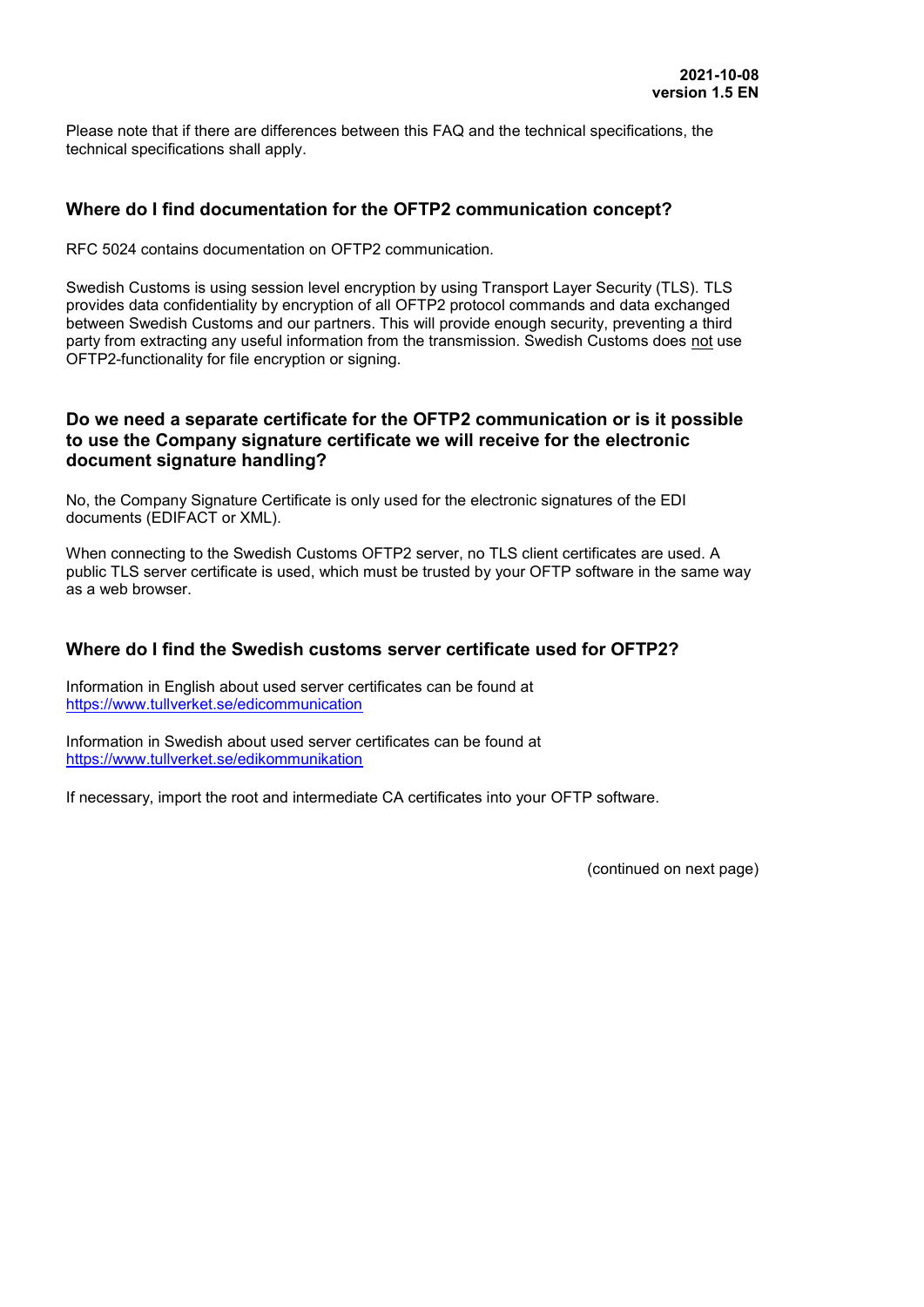**2021-10-08**
**version 1.5 EN**

Please note that if there are differences between this FAQ and the technical specifications, the technical specifications shall apply.

## Where do I find documentation for the OFTP2 communication concept?

RFC 5024 contains documentation on OFTP2 communication.

Swedish Customs is using session level encryption by using Transport Layer Security (TLS). TLS provides data confidentiality by encryption of all OFTP2 protocol commands and data exchanged between Swedish Customs and our partners. This will provide enough security, preventing a third party from extracting any useful information from the transmission. Swedish Customs does not use OFTP2-functionality for file encryption or signing.

## Do we need a separate certificate for the OFTP2 communication or is it possible to use the Company signature certificate we will receive for the electronic document signature handling?

No, the Company Signature Certificate is only used for the electronic signatures of the EDI documents (EDIFACT or XML).

When connecting to the Swedish Customs OFTP2 server, no TLS client certificates are used. A public TLS server certificate is used, which must be trusted by your OFTP software in the same way as a web browser.

## Where do I find the Swedish customs server certificate used for OFTP2?

Information in English about used server certificates can be found at
https://www.tullverket.se/edicommunication

Information in Swedish about used server certificates can be found at
https://www.tullverket.se/edikommunikation

If necessary, import the root and intermediate CA certificates into your OFTP software.

(continued on next page)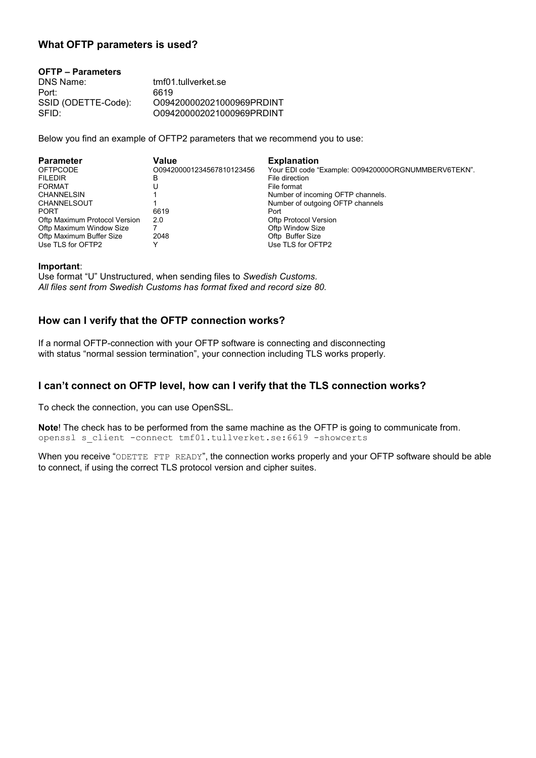## What OFTP parameters is used?

**OFTP – Parameters**

| | |
|---|---|
| DNS Name: | tmf01.tullverket.se |
| Port: | 6619 |
| SSID (ODETTE-Code): | O0942000020210009​69PRDINT |
| SFID: | O094200002021000969PRDINT |

Below you find an example of OFTP2 parameters that we recommend you to use:

| Parameter | Value | Explanation |
|---|---|---|
| OFTPCODE | O094200001234567810123456 | Your EDI code “Example: O09420000ORGNUMMBERV6TEKN”. |
| FILEDIR | B | File direction |
| FORMAT | U | File format |
| CHANNELSIN | 1 | Number of incoming OFTP channels. |
| CHANNELSOUT | 1 | Number of outgoing OFTP channels |
| PORT | 6619 | Port |
| Oftp Maximum Protocol Version | 2.0 | Oftp Protocol Version |
| Oftp Maximum Window Size | 7 | Oftp Window Size |
| Oftp Maximum Buffer Size | 2048 | Oftp Buffer Size |
| Use TLS for OFTP2 | Y | Use TLS for OFTP2 |

**Important**:
Use format “U” Unstructured, when sending files to *Swedish Customs.*
*All files sent from Swedish Customs has format fixed and record size 80.*

## How can I verify that the OFTP connection works?

If a normal OFTP-connection with your OFTP software is connecting and disconnecting with status “normal session termination”, your connection including TLS works properly.

## I can’t connect on OFTP level, how can I verify that the TLS connection works?

To check the connection, you can use OpenSSL.

**Note**! The check has to be performed from the same machine as the OFTP is going to communicate from.

```
openssl s_client -connect tmf01.tullverket.se:6619 -showcerts
```

When you receive “`ODETTE FTP READY`”, the connection works properly and your OFTP software should be able to connect, if using the correct TLS protocol version and cipher suites.